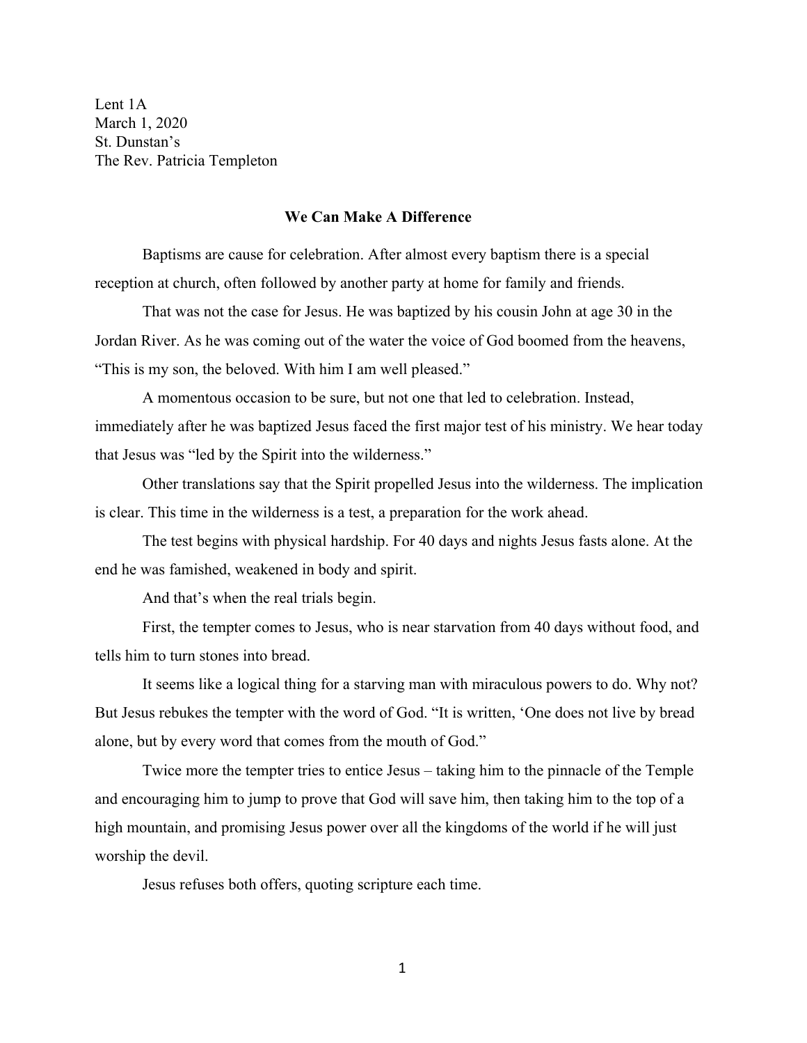Lent 1A
March 1, 2020
St. Dunstan's
The Rev. Patricia Templeton

**We Can Make A Difference**

Baptisms are cause for celebration. After almost every baptism there is a special reception at church, often followed by another party at home for family and friends.

That was not the case for Jesus. He was baptized by his cousin John at age 30 in the Jordan River. As he was coming out of the water the voice of God boomed from the heavens, "This is my son, the beloved. With him I am well pleased."

A momentous occasion to be sure, but not one that led to celebration. Instead, immediately after he was baptized Jesus faced the first major test of his ministry. We hear today that Jesus was "led by the Spirit into the wilderness."

Other translations say that the Spirit propelled Jesus into the wilderness. The implication is clear. This time in the wilderness is a test, a preparation for the work ahead.

The test begins with physical hardship. For 40 days and nights Jesus fasts alone. At the end he was famished, weakened in body and spirit.

And that's when the real trials begin.

First, the tempter comes to Jesus, who is near starvation from 40 days without food, and tells him to turn stones into bread.

It seems like a logical thing for a starving man with miraculous powers to do. Why not? But Jesus rebukes the tempter with the word of God. "It is written, 'One does not live by bread alone, but by every word that comes from the mouth of God."

Twice more the tempter tries to entice Jesus – taking him to the pinnacle of the Temple and encouraging him to jump to prove that God will save him, then taking him to the top of a high mountain, and promising Jesus power over all the kingdoms of the world if he will just worship the devil.

Jesus refuses both offers, quoting scripture each time.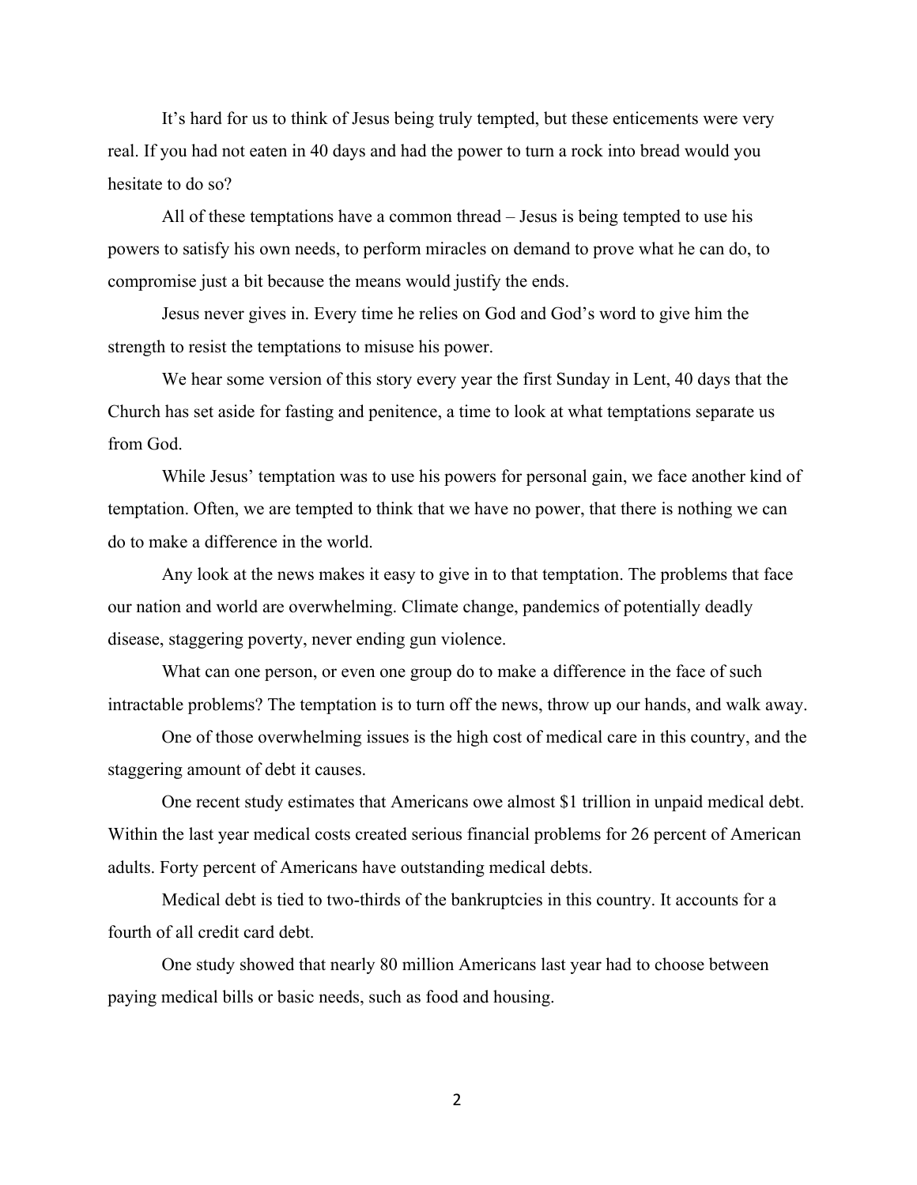It's hard for us to think of Jesus being truly tempted, but these enticements were very real. If you had not eaten in 40 days and had the power to turn a rock into bread would you hesitate to do so?

All of these temptations have a common thread – Jesus is being tempted to use his powers to satisfy his own needs, to perform miracles on demand to prove what he can do, to compromise just a bit because the means would justify the ends.

Jesus never gives in. Every time he relies on God and God's word to give him the strength to resist the temptations to misuse his power.

We hear some version of this story every year the first Sunday in Lent, 40 days that the Church has set aside for fasting and penitence, a time to look at what temptations separate us from God.

While Jesus' temptation was to use his powers for personal gain, we face another kind of temptation. Often, we are tempted to think that we have no power, that there is nothing we can do to make a difference in the world.

Any look at the news makes it easy to give in to that temptation. The problems that face our nation and world are overwhelming. Climate change, pandemics of potentially deadly disease, staggering poverty, never ending gun violence.

What can one person, or even one group do to make a difference in the face of such intractable problems? The temptation is to turn off the news, throw up our hands, and walk away.

One of those overwhelming issues is the high cost of medical care in this country, and the staggering amount of debt it causes.

One recent study estimates that Americans owe almost $1 trillion in unpaid medical debt. Within the last year medical costs created serious financial problems for 26 percent of American adults. Forty percent of Americans have outstanding medical debts.

Medical debt is tied to two-thirds of the bankruptcies in this country. It accounts for a fourth of all credit card debt.

One study showed that nearly 80 million Americans last year had to choose between paying medical bills or basic needs, such as food and housing.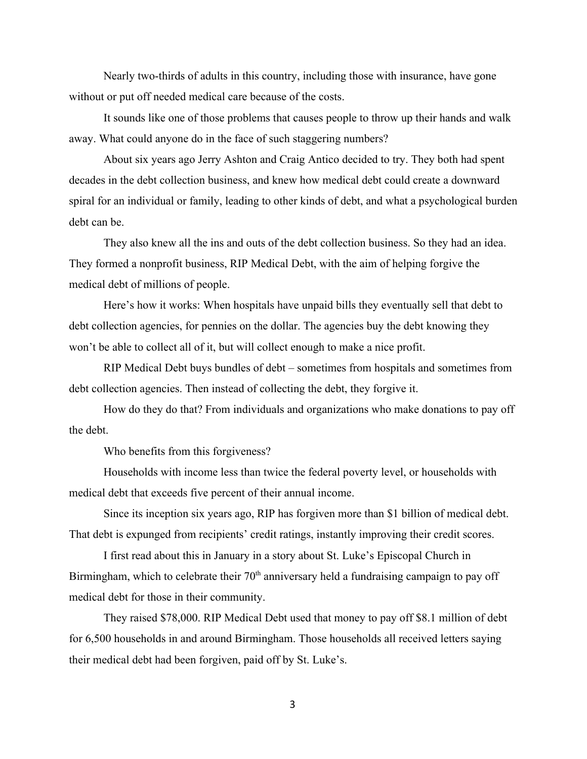Nearly two-thirds of adults in this country, including those with insurance, have gone without or put off needed medical care because of the costs.

It sounds like one of those problems that causes people to throw up their hands and walk away. What could anyone do in the face of such staggering numbers?

About six years ago Jerry Ashton and Craig Antico decided to try. They both had spent decades in the debt collection business, and knew how medical debt could create a downward spiral for an individual or family, leading to other kinds of debt, and what a psychological burden debt can be.

They also knew all the ins and outs of the debt collection business. So they had an idea. They formed a nonprofit business, RIP Medical Debt, with the aim of helping forgive the medical debt of millions of people.

Here's how it works: When hospitals have unpaid bills they eventually sell that debt to debt collection agencies, for pennies on the dollar. The agencies buy the debt knowing they won't be able to collect all of it, but will collect enough to make a nice profit.

RIP Medical Debt buys bundles of debt – sometimes from hospitals and sometimes from debt collection agencies. Then instead of collecting the debt, they forgive it.

How do they do that? From individuals and organizations who make donations to pay off the debt.

Who benefits from this forgiveness?

Households with income less than twice the federal poverty level, or households with medical debt that exceeds five percent of their annual income.

Since its inception six years ago, RIP has forgiven more than $1 billion of medical debt. That debt is expunged from recipients' credit ratings, instantly improving their credit scores.

I first read about this in January in a story about St. Luke's Episcopal Church in Birmingham, which to celebrate their 70th anniversary held a fundraising campaign to pay off medical debt for those in their community.

They raised $78,000. RIP Medical Debt used that money to pay off $8.1 million of debt for 6,500 households in and around Birmingham. Those households all received letters saying their medical debt had been forgiven, paid off by St. Luke's.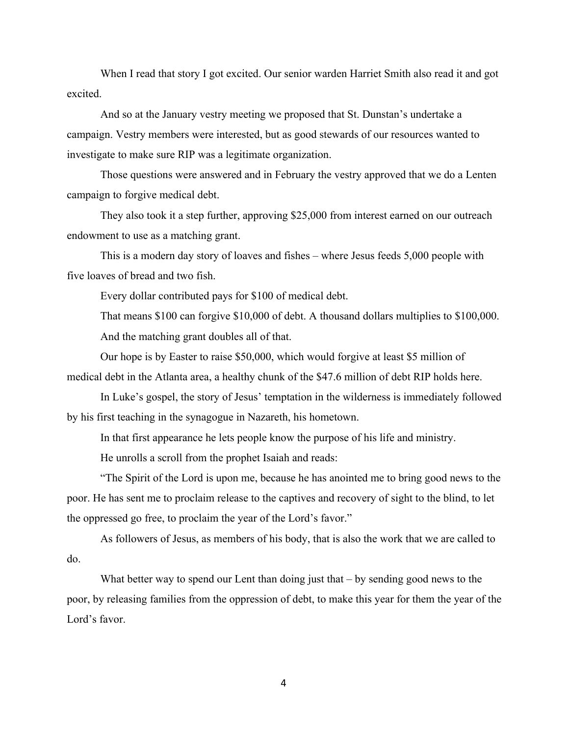When I read that story I got excited. Our senior warden Harriet Smith also read it and got excited.

And so at the January vestry meeting we proposed that St. Dunstan's undertake a campaign. Vestry members were interested, but as good stewards of our resources wanted to investigate to make sure RIP was a legitimate organization.

Those questions were answered and in February the vestry approved that we do a Lenten campaign to forgive medical debt.

They also took it a step further, approving $25,000 from interest earned on our outreach endowment to use as a matching grant.

This is a modern day story of loaves and fishes – where Jesus feeds 5,000 people with five loaves of bread and two fish.

Every dollar contributed pays for $100 of medical debt.

That means $100 can forgive $10,000 of debt. A thousand dollars multiplies to $100,000.

And the matching grant doubles all of that.

Our hope is by Easter to raise $50,000, which would forgive at least $5 million of medical debt in the Atlanta area, a healthy chunk of the $47.6 million of debt RIP holds here.

In Luke's gospel, the story of Jesus' temptation in the wilderness is immediately followed by his first teaching in the synagogue in Nazareth, his hometown.

In that first appearance he lets people know the purpose of his life and ministry.

He unrolls a scroll from the prophet Isaiah and reads:

"The Spirit of the Lord is upon me, because he has anointed me to bring good news to the poor. He has sent me to proclaim release to the captives and recovery of sight to the blind, to let the oppressed go free, to proclaim the year of the Lord's favor."

As followers of Jesus, as members of his body, that is also the work that we are called to do.

What better way to spend our Lent than doing just that – by sending good news to the poor, by releasing families from the oppression of debt, to make this year for them the year of the Lord's favor.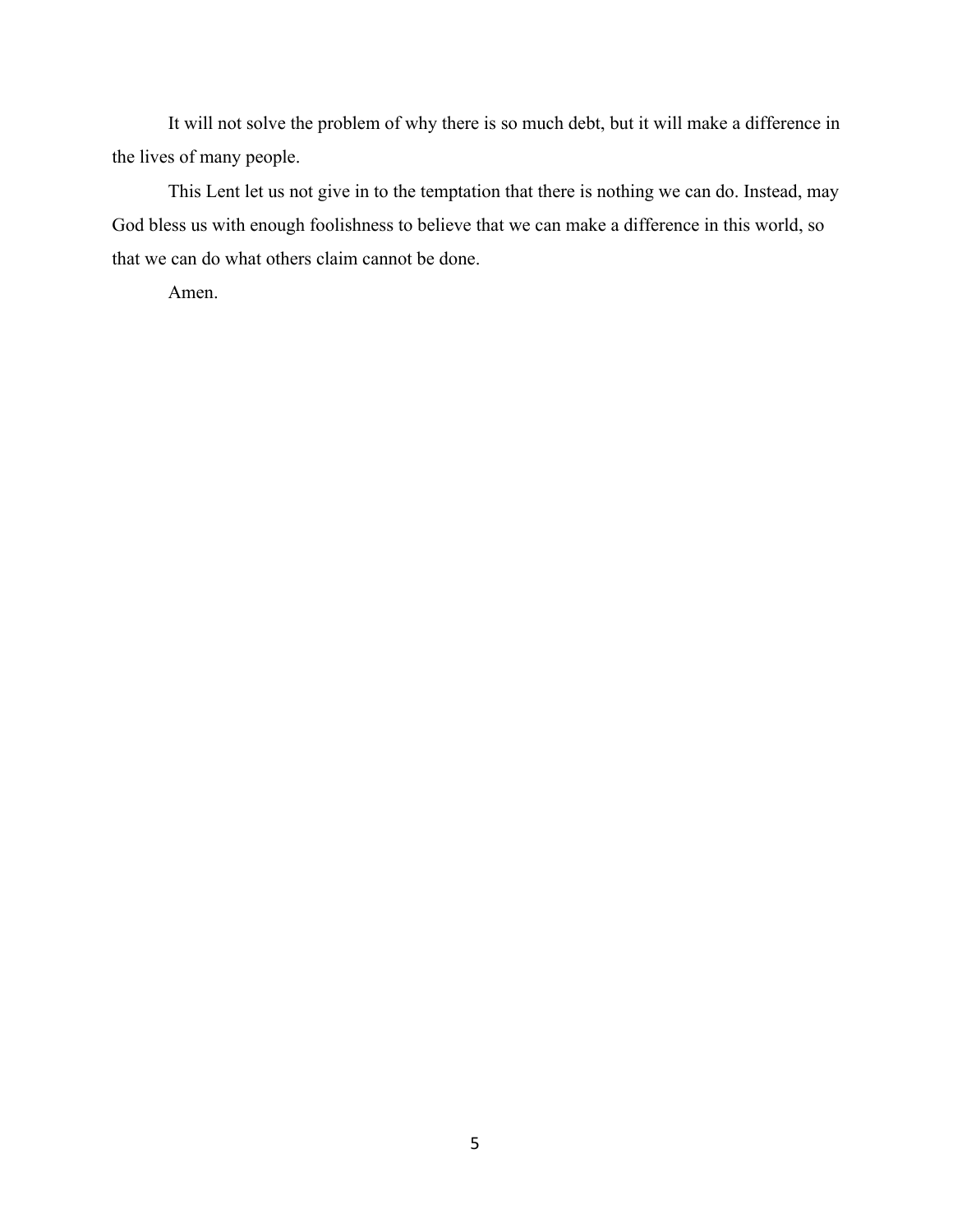It will not solve the problem of why there is so much debt, but it will make a difference in the lives of many people.

This Lent let us not give in to the temptation that there is nothing we can do. Instead, may God bless us with enough foolishness to believe that we can make a difference in this world, so that we can do what others claim cannot be done.

Amen.